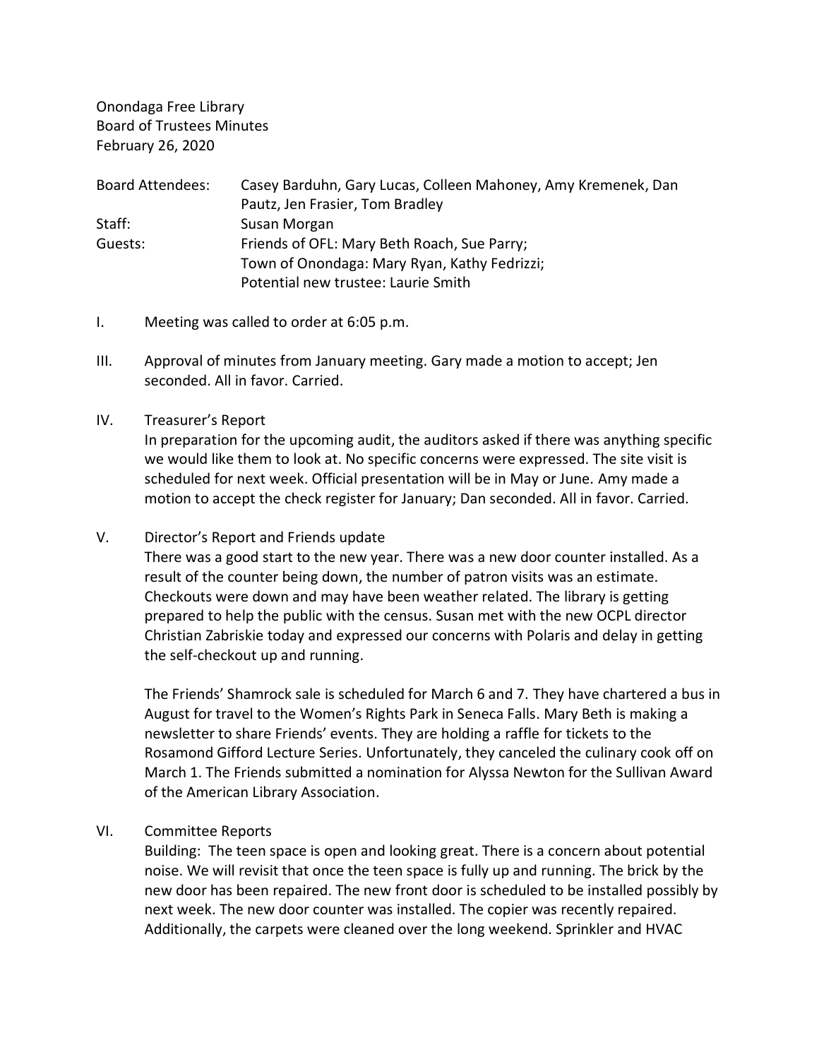Onondaga Free Library
Board of Trustees Minutes
February 26, 2020

| | |
|---|---|
| Board Attendees: | Casey Barduhn, Gary Lucas, Colleen Mahoney, Amy Kremenek, Dan Pautz, Jen Frasier, Tom Bradley |
| Staff: | Susan Morgan |
| Guests: | Friends of OFL: Mary Beth Roach, Sue Parry; Town of Onondaga: Mary Ryan, Kathy Fedrizzi; Potential new trustee: Laurie Smith |

I. Meeting was called to order at 6:05 p.m.

III. Approval of minutes from January meeting. Gary made a motion to accept; Jen seconded. All in favor. Carried.

IV. Treasurer's Report

In preparation for the upcoming audit, the auditors asked if there was anything specific we would like them to look at. No specific concerns were expressed. The site visit is scheduled for next week. Official presentation will be in May or June. Amy made a motion to accept the check register for January; Dan seconded. All in favor. Carried.

V. Director's Report and Friends update

There was a good start to the new year. There was a new door counter installed. As a result of the counter being down, the number of patron visits was an estimate. Checkouts were down and may have been weather related. The library is getting prepared to help the public with the census. Susan met with the new OCPL director Christian Zabriskie today and expressed our concerns with Polaris and delay in getting the self-checkout up and running.

The Friends' Shamrock sale is scheduled for March 6 and 7. They have chartered a bus in August for travel to the Women's Rights Park in Seneca Falls. Mary Beth is making a newsletter to share Friends' events. They are holding a raffle for tickets to the Rosamond Gifford Lecture Series. Unfortunately, they canceled the culinary cook off on March 1. The Friends submitted a nomination for Alyssa Newton for the Sullivan Award of the American Library Association.

VI. Committee Reports

Building: The teen space is open and looking great. There is a concern about potential noise. We will revisit that once the teen space is fully up and running. The brick by the new door has been repaired. The new front door is scheduled to be installed possibly by next week. The new door counter was installed. The copier was recently repaired. Additionally, the carpets were cleaned over the long weekend. Sprinkler and HVAC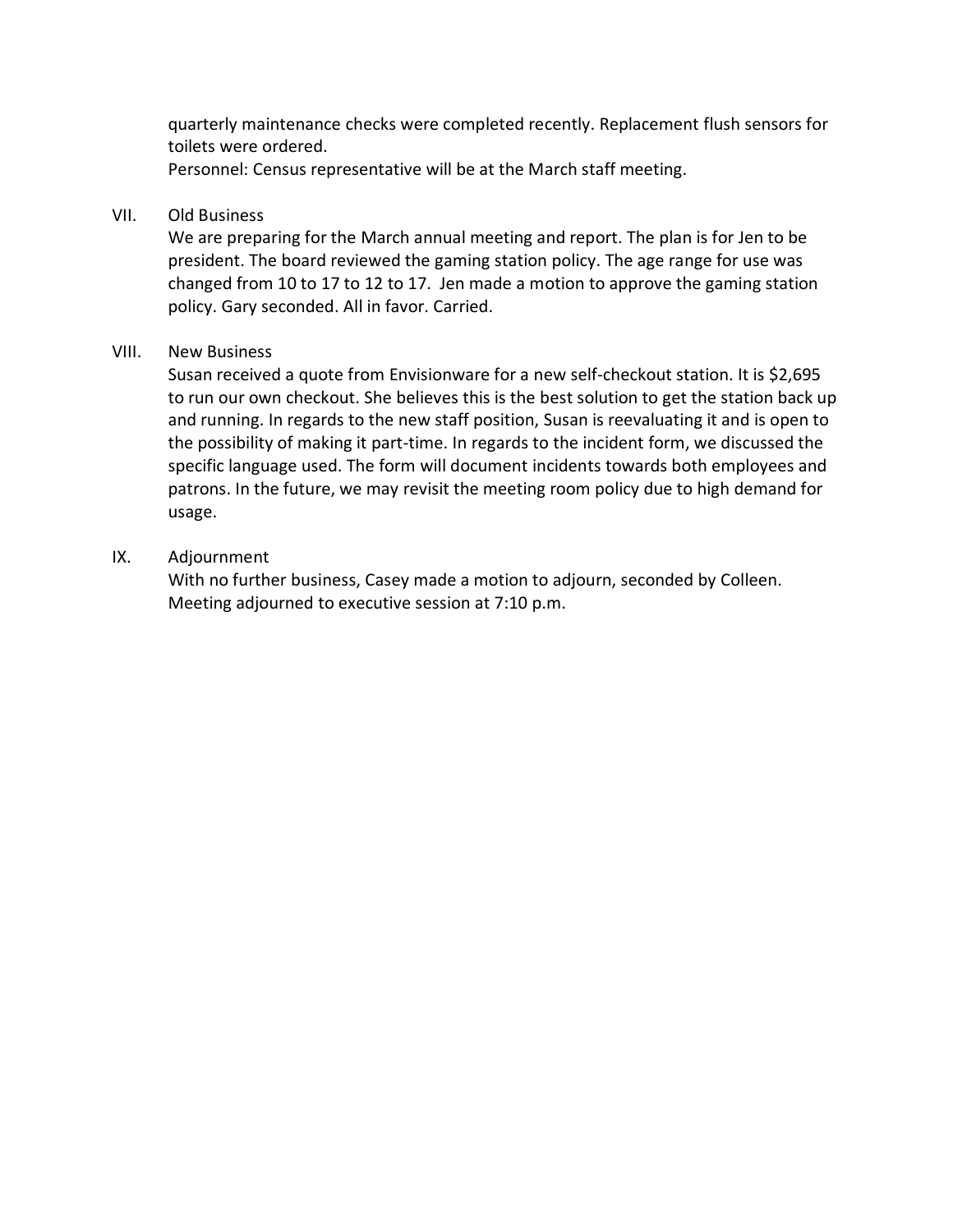quarterly maintenance checks were completed recently. Replacement flush sensors for toilets were ordered.

Personnel: Census representative will be at the March staff meeting.

VII. Old Business

We are preparing for the March annual meeting and report. The plan is for Jen to be president. The board reviewed the gaming station policy. The age range for use was changed from 10 to 17 to 12 to 17. Jen made a motion to approve the gaming station policy. Gary seconded. All in favor. Carried.

VIII. New Business

Susan received a quote from Envisionware for a new self-checkout station. It is $2,695 to run our own checkout. She believes this is the best solution to get the station back up and running. In regards to the new staff position, Susan is reevaluating it and is open to the possibility of making it part-time. In regards to the incident form, we discussed the specific language used. The form will document incidents towards both employees and patrons. In the future, we may revisit the meeting room policy due to high demand for usage.

IX. Adjournment

With no further business, Casey made a motion to adjourn, seconded by Colleen. Meeting adjourned to executive session at 7:10 p.m.